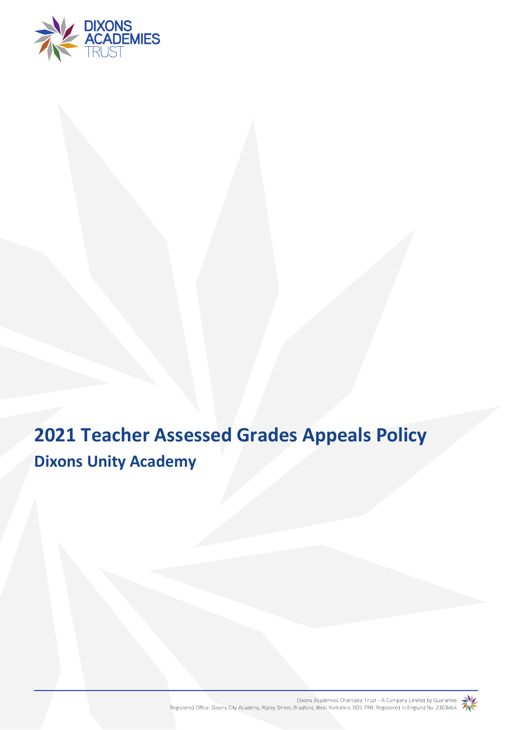# 2021 Teacher Assessed Grades Appeals Policy

## Dixons Unity Academy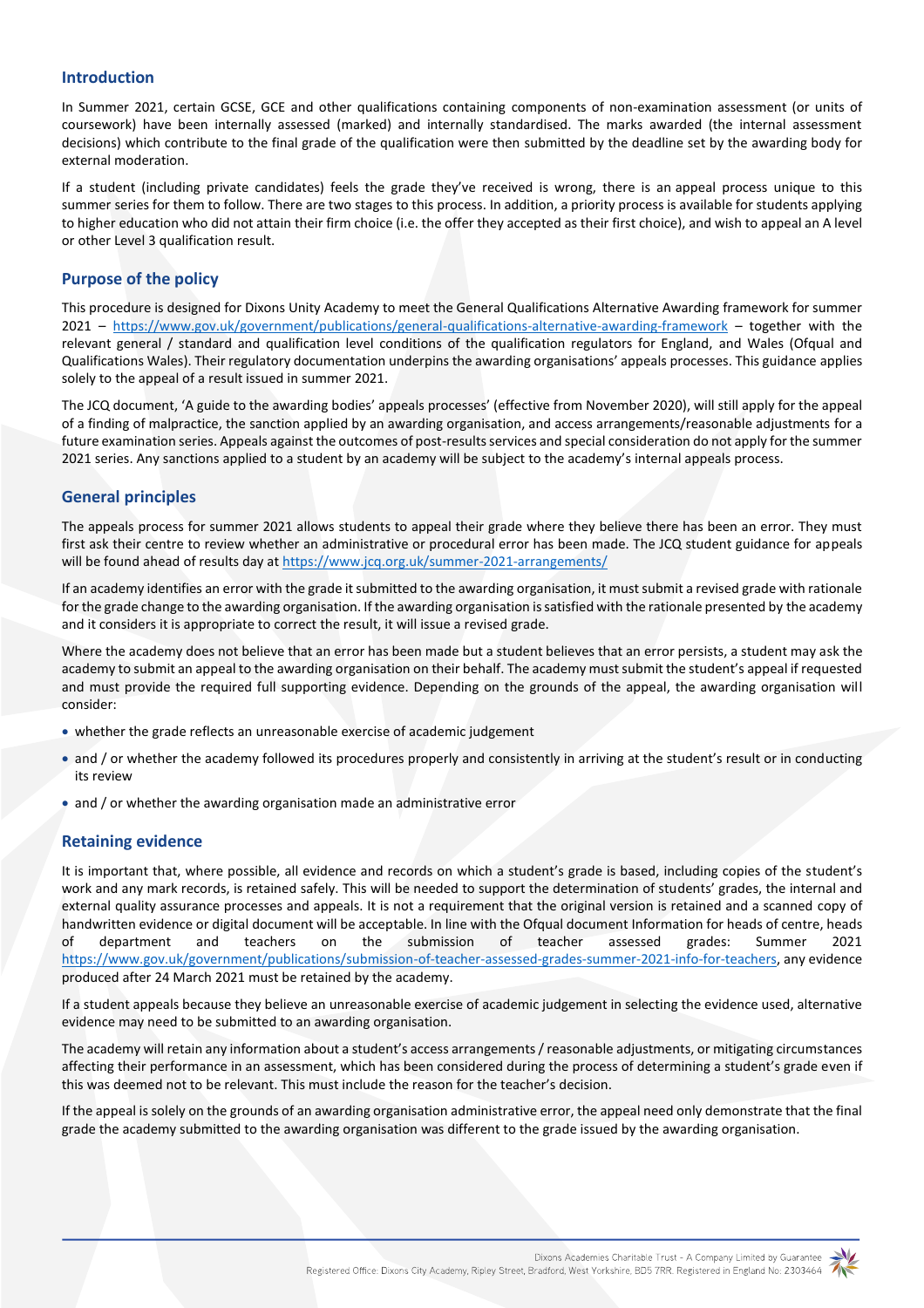## Introduction

In Summer 2021, certain GCSE, GCE and other qualifications containing components of non-examination assessment (or units of coursework) have been internally assessed (marked) and internally standardised. The marks awarded (the internal assessment decisions) which contribute to the final grade of the qualification were then submitted by the deadline set by the awarding body for external moderation.

If a student (including private candidates) feels the grade they've received is wrong, there is an appeal process unique to this summer series for them to follow. There are two stages to this process. In addition, a priority process is available for students applying to higher education who did not attain their firm choice (i.e. the offer they accepted as their first choice), and wish to appeal an A level or other Level 3 qualification result.

## Purpose of the policy

This procedure is designed for Dixons Unity Academy to meet the General Qualifications Alternative Awarding framework for summer 2021 – https://www.gov.uk/government/publications/general-qualifications-alternative-awarding-framework – together with the relevant general / standard and qualification level conditions of the qualification regulators for England, and Wales (Ofqual and Qualifications Wales). Their regulatory documentation underpins the awarding organisations' appeals processes. This guidance applies solely to the appeal of a result issued in summer 2021.

The JCQ document, 'A guide to the awarding bodies' appeals processes' (effective from November 2020), will still apply for the appeal of a finding of malpractice, the sanction applied by an awarding organisation, and access arrangements/reasonable adjustments for a future examination series. Appeals against the outcomes of post-results services and special consideration do not apply for the summer 2021 series. Any sanctions applied to a student by an academy will be subject to the academy's internal appeals process.

## General principles

The appeals process for summer 2021 allows students to appeal their grade where they believe there has been an error. They must first ask their centre to review whether an administrative or procedural error has been made. The JCQ student guidance for appeals will be found ahead of results day at https://www.jcq.org.uk/summer-2021-arrangements/

If an academy identifies an error with the grade it submitted to the awarding organisation, it must submit a revised grade with rationale for the grade change to the awarding organisation. If the awarding organisation is satisfied with the rationale presented by the academy and it considers it is appropriate to correct the result, it will issue a revised grade.

Where the academy does not believe that an error has been made but a student believes that an error persists, a student may ask the academy to submit an appeal to the awarding organisation on their behalf. The academy must submit the student's appeal if requested and must provide the required full supporting evidence. Depending on the grounds of the appeal, the awarding organisation will consider:

- whether the grade reflects an unreasonable exercise of academic judgement
- and / or whether the academy followed its procedures properly and consistently in arriving at the student's result or in conducting its review
- and / or whether the awarding organisation made an administrative error

## Retaining evidence

It is important that, where possible, all evidence and records on which a student's grade is based, including copies of the student's work and any mark records, is retained safely. This will be needed to support the determination of students' grades, the internal and external quality assurance processes and appeals. It is not a requirement that the original version is retained and a scanned copy of handwritten evidence or digital document will be acceptable. In line with the Ofqual document Information for heads of centre, heads of department and teachers on the submission of teacher assessed grades: Summer 2021 https://www.gov.uk/government/publications/submission-of-teacher-assessed-grades-summer-2021-info-for-teachers, any evidence produced after 24 March 2021 must be retained by the academy.

If a student appeals because they believe an unreasonable exercise of academic judgement in selecting the evidence used, alternative evidence may need to be submitted to an awarding organisation.

The academy will retain any information about a student's access arrangements / reasonable adjustments, or mitigating circumstances affecting their performance in an assessment, which has been considered during the process of determining a student's grade even if this was deemed not to be relevant. This must include the reason for the teacher's decision.

If the appeal is solely on the grounds of an awarding organisation administrative error, the appeal need only demonstrate that the final grade the academy submitted to the awarding organisation was different to the grade issued by the awarding organisation.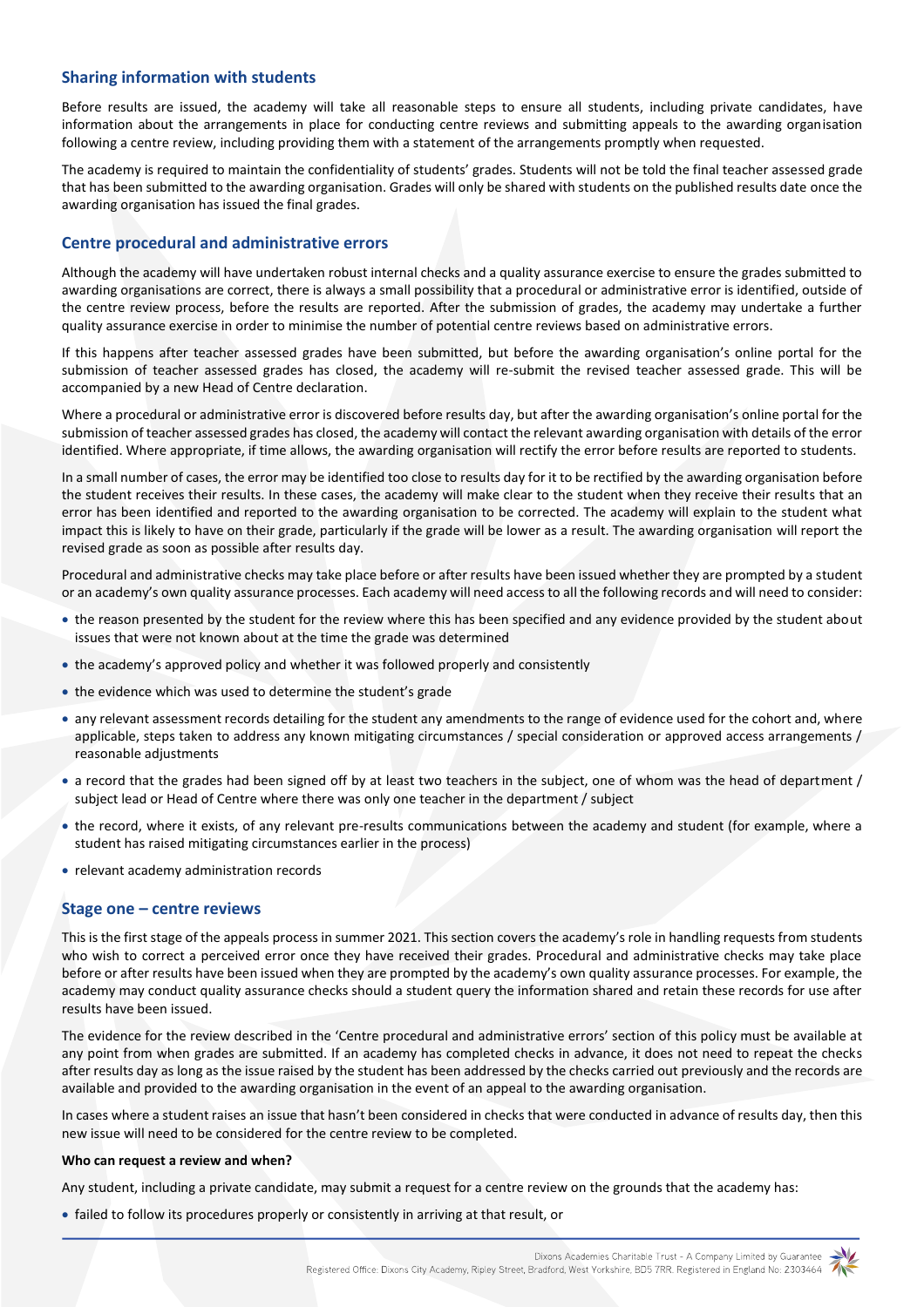## Sharing information with students

Before results are issued, the academy will take all reasonable steps to ensure all students, including private candidates, have information about the arrangements in place for conducting centre reviews and submitting appeals to the awarding organisation following a centre review, including providing them with a statement of the arrangements promptly when requested.

The academy is required to maintain the confidentiality of students' grades. Students will not be told the final teacher assessed grade that has been submitted to the awarding organisation. Grades will only be shared with students on the published results date once the awarding organisation has issued the final grades.

## Centre procedural and administrative errors

Although the academy will have undertaken robust internal checks and a quality assurance exercise to ensure the grades submitted to awarding organisations are correct, there is always a small possibility that a procedural or administrative error is identified, outside of the centre review process, before the results are reported. After the submission of grades, the academy may undertake a further quality assurance exercise in order to minimise the number of potential centre reviews based on administrative errors.

If this happens after teacher assessed grades have been submitted, but before the awarding organisation's online portal for the submission of teacher assessed grades has closed, the academy will re-submit the revised teacher assessed grade. This will be accompanied by a new Head of Centre declaration.

Where a procedural or administrative error is discovered before results day, but after the awarding organisation's online portal for the submission of teacher assessed grades has closed, the academy will contact the relevant awarding organisation with details of the error identified. Where appropriate, if time allows, the awarding organisation will rectify the error before results are reported to students.

In a small number of cases, the error may be identified too close to results day for it to be rectified by the awarding organisation before the student receives their results. In these cases, the academy will make clear to the student when they receive their results that an error has been identified and reported to the awarding organisation to be corrected. The academy will explain to the student what impact this is likely to have on their grade, particularly if the grade will be lower as a result. The awarding organisation will report the revised grade as soon as possible after results day.

Procedural and administrative checks may take place before or after results have been issued whether they are prompted by a student or an academy's own quality assurance processes. Each academy will need access to all the following records and will need to consider:

- the reason presented by the student for the review where this has been specified and any evidence provided by the student about issues that were not known about at the time the grade was determined
- the academy's approved policy and whether it was followed properly and consistently
- the evidence which was used to determine the student's grade
- any relevant assessment records detailing for the student any amendments to the range of evidence used for the cohort and, where applicable, steps taken to address any known mitigating circumstances / special consideration or approved access arrangements / reasonable adjustments
- a record that the grades had been signed off by at least two teachers in the subject, one of whom was the head of department / subject lead or Head of Centre where there was only one teacher in the department / subject
- the record, where it exists, of any relevant pre-results communications between the academy and student (for example, where a student has raised mitigating circumstances earlier in the process)
- relevant academy administration records

## Stage one – centre reviews

This is the first stage of the appeals process in summer 2021. This section covers the academy's role in handling requests from students who wish to correct a perceived error once they have received their grades. Procedural and administrative checks may take place before or after results have been issued when they are prompted by the academy's own quality assurance processes. For example, the academy may conduct quality assurance checks should a student query the information shared and retain these records for use after results have been issued.

The evidence for the review described in the 'Centre procedural and administrative errors' section of this policy must be available at any point from when grades are submitted. If an academy has completed checks in advance, it does not need to repeat the checks after results day as long as the issue raised by the student has been addressed by the checks carried out previously and the records are available and provided to the awarding organisation in the event of an appeal to the awarding organisation.

In cases where a student raises an issue that hasn't been considered in checks that were conducted in advance of results day, then this new issue will need to be considered for the centre review to be completed.

**Who can request a review and when?**

Any student, including a private candidate, may submit a request for a centre review on the grounds that the academy has:

- failed to follow its procedures properly or consistently in arriving at that result, or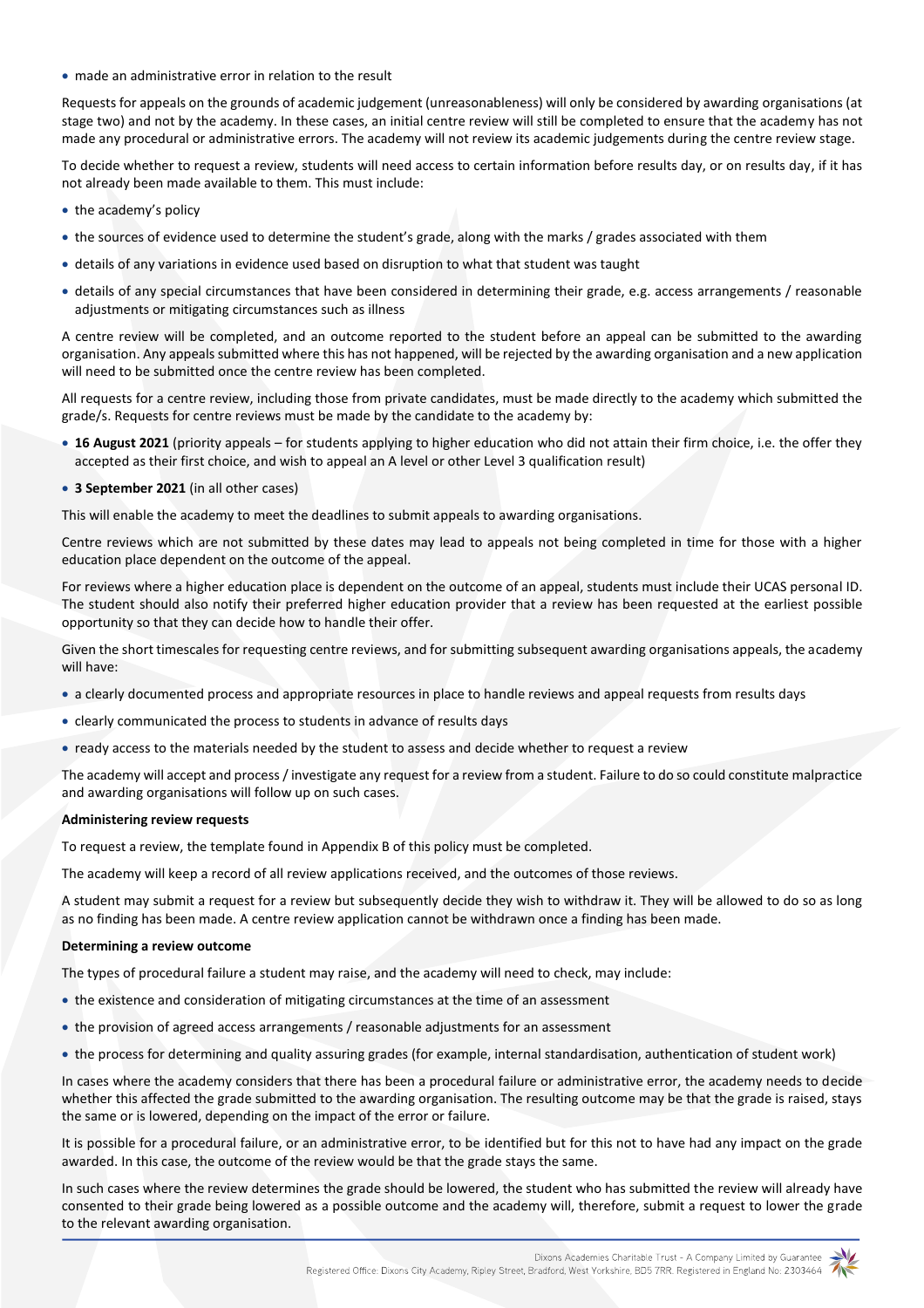- made an administrative error in relation to the result

Requests for appeals on the grounds of academic judgement (unreasonableness) will only be considered by awarding organisations (at stage two) and not by the academy. In these cases, an initial centre review will still be completed to ensure that the academy has not made any procedural or administrative errors. The academy will not review its academic judgements during the centre review stage.

To decide whether to request a review, students will need access to certain information before results day, or on results day, if it has not already been made available to them. This must include:

- the academy's policy
- the sources of evidence used to determine the student's grade, along with the marks / grades associated with them
- details of any variations in evidence used based on disruption to what that student was taught
- details of any special circumstances that have been considered in determining their grade, e.g. access arrangements / reasonable adjustments or mitigating circumstances such as illness

A centre review will be completed, and an outcome reported to the student before an appeal can be submitted to the awarding organisation. Any appeals submitted where this has not happened, will be rejected by the awarding organisation and a new application will need to be submitted once the centre review has been completed.

All requests for a centre review, including those from private candidates, must be made directly to the academy which submitted the grade/s. Requests for centre reviews must be made by the candidate to the academy by:

- **16 August 2021** (priority appeals – for students applying to higher education who did not attain their firm choice, i.e. the offer they accepted as their first choice, and wish to appeal an A level or other Level 3 qualification result)
- **3 September 2021** (in all other cases)

This will enable the academy to meet the deadlines to submit appeals to awarding organisations.

Centre reviews which are not submitted by these dates may lead to appeals not being completed in time for those with a higher education place dependent on the outcome of the appeal.

For reviews where a higher education place is dependent on the outcome of an appeal, students must include their UCAS personal ID. The student should also notify their preferred higher education provider that a review has been requested at the earliest possible opportunity so that they can decide how to handle their offer.

Given the short timescales for requesting centre reviews, and for submitting subsequent awarding organisations appeals, the academy will have:

- a clearly documented process and appropriate resources in place to handle reviews and appeal requests from results days
- clearly communicated the process to students in advance of results days
- ready access to the materials needed by the student to assess and decide whether to request a review

The academy will accept and process / investigate any request for a review from a student. Failure to do so could constitute malpractice and awarding organisations will follow up on such cases.

**Administering review requests**

To request a review, the template found in Appendix B of this policy must be completed.

The academy will keep a record of all review applications received, and the outcomes of those reviews.

A student may submit a request for a review but subsequently decide they wish to withdraw it. They will be allowed to do so as long as no finding has been made. A centre review application cannot be withdrawn once a finding has been made.

**Determining a review outcome**

The types of procedural failure a student may raise, and the academy will need to check, may include:

- the existence and consideration of mitigating circumstances at the time of an assessment
- the provision of agreed access arrangements / reasonable adjustments for an assessment
- the process for determining and quality assuring grades (for example, internal standardisation, authentication of student work)

In cases where the academy considers that there has been a procedural failure or administrative error, the academy needs to decide whether this affected the grade submitted to the awarding organisation. The resulting outcome may be that the grade is raised, stays the same or is lowered, depending on the impact of the error or failure.

It is possible for a procedural failure, or an administrative error, to be identified but for this not to have had any impact on the grade awarded. In this case, the outcome of the review would be that the grade stays the same.

In such cases where the review determines the grade should be lowered, the student who has submitted the review will already have consented to their grade being lowered as a possible outcome and the academy will, therefore, submit a request to lower the grade to the relevant awarding organisation.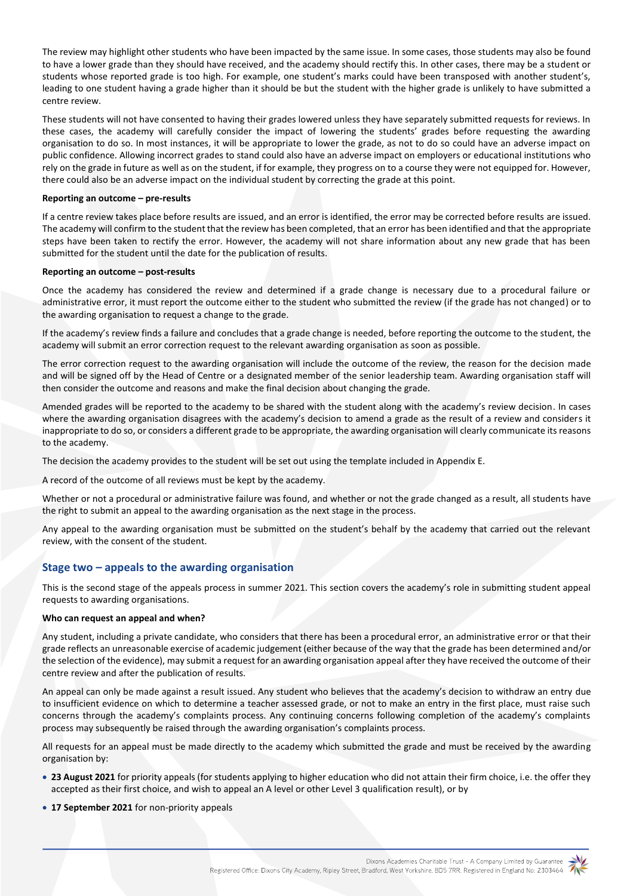The review may highlight other students who have been impacted by the same issue. In some cases, those students may also be found to have a lower grade than they should have received, and the academy should rectify this. In other cases, there may be a student or students whose reported grade is too high. For example, one student's marks could have been transposed with another student's, leading to one student having a grade higher than it should be but the student with the higher grade is unlikely to have submitted a centre review.

These students will not have consented to having their grades lowered unless they have separately submitted requests for reviews. In these cases, the academy will carefully consider the impact of lowering the students' grades before requesting the awarding organisation to do so. In most instances, it will be appropriate to lower the grade, as not to do so could have an adverse impact on public confidence. Allowing incorrect grades to stand could also have an adverse impact on employers or educational institutions who rely on the grade in future as well as on the student, if for example, they progress on to a course they were not equipped for. However, there could also be an adverse impact on the individual student by correcting the grade at this point.

**Reporting an outcome – pre-results**

If a centre review takes place before results are issued, and an error is identified, the error may be corrected before results are issued. The academy will confirm to the student that the review has been completed, that an error has been identified and that the appropriate steps have been taken to rectify the error. However, the academy will not share information about any new grade that has been submitted for the student until the date for the publication of results.

**Reporting an outcome – post-results**

Once the academy has considered the review and determined if a grade change is necessary due to a procedural failure or administrative error, it must report the outcome either to the student who submitted the review (if the grade has not changed) or to the awarding organisation to request a change to the grade.

If the academy's review finds a failure and concludes that a grade change is needed, before reporting the outcome to the student, the academy will submit an error correction request to the relevant awarding organisation as soon as possible.

The error correction request to the awarding organisation will include the outcome of the review, the reason for the decision made and will be signed off by the Head of Centre or a designated member of the senior leadership team. Awarding organisation staff will then consider the outcome and reasons and make the final decision about changing the grade.

Amended grades will be reported to the academy to be shared with the student along with the academy's review decision. In cases where the awarding organisation disagrees with the academy's decision to amend a grade as the result of a review and considers it inappropriate to do so, or considers a different grade to be appropriate, the awarding organisation will clearly communicate its reasons to the academy.

The decision the academy provides to the student will be set out using the template included in Appendix E.

A record of the outcome of all reviews must be kept by the academy.

Whether or not a procedural or administrative failure was found, and whether or not the grade changed as a result, all students have the right to submit an appeal to the awarding organisation as the next stage in the process.

Any appeal to the awarding organisation must be submitted on the student's behalf by the academy that carried out the relevant review, with the consent of the student.

## Stage two – appeals to the awarding organisation

This is the second stage of the appeals process in summer 2021. This section covers the academy's role in submitting student appeal requests to awarding organisations.

**Who can request an appeal and when?**

Any student, including a private candidate, who considers that there has been a procedural error, an administrative error or that their grade reflects an unreasonable exercise of academic judgement (either because of the way that the grade has been determined and/or the selection of the evidence), may submit a request for an awarding organisation appeal after they have received the outcome of their centre review and after the publication of results.

An appeal can only be made against a result issued. Any student who believes that the academy's decision to withdraw an entry due to insufficient evidence on which to determine a teacher assessed grade, or not to make an entry in the first place, must raise such concerns through the academy's complaints process. Any continuing concerns following completion of the academy's complaints process may subsequently be raised through the awarding organisation's complaints process.

All requests for an appeal must be made directly to the academy which submitted the grade and must be received by the awarding organisation by:

- **23 August 2021** for priority appeals (for students applying to higher education who did not attain their firm choice, i.e. the offer they accepted as their first choice, and wish to appeal an A level or other Level 3 qualification result), or by
- **17 September 2021** for non-priority appeals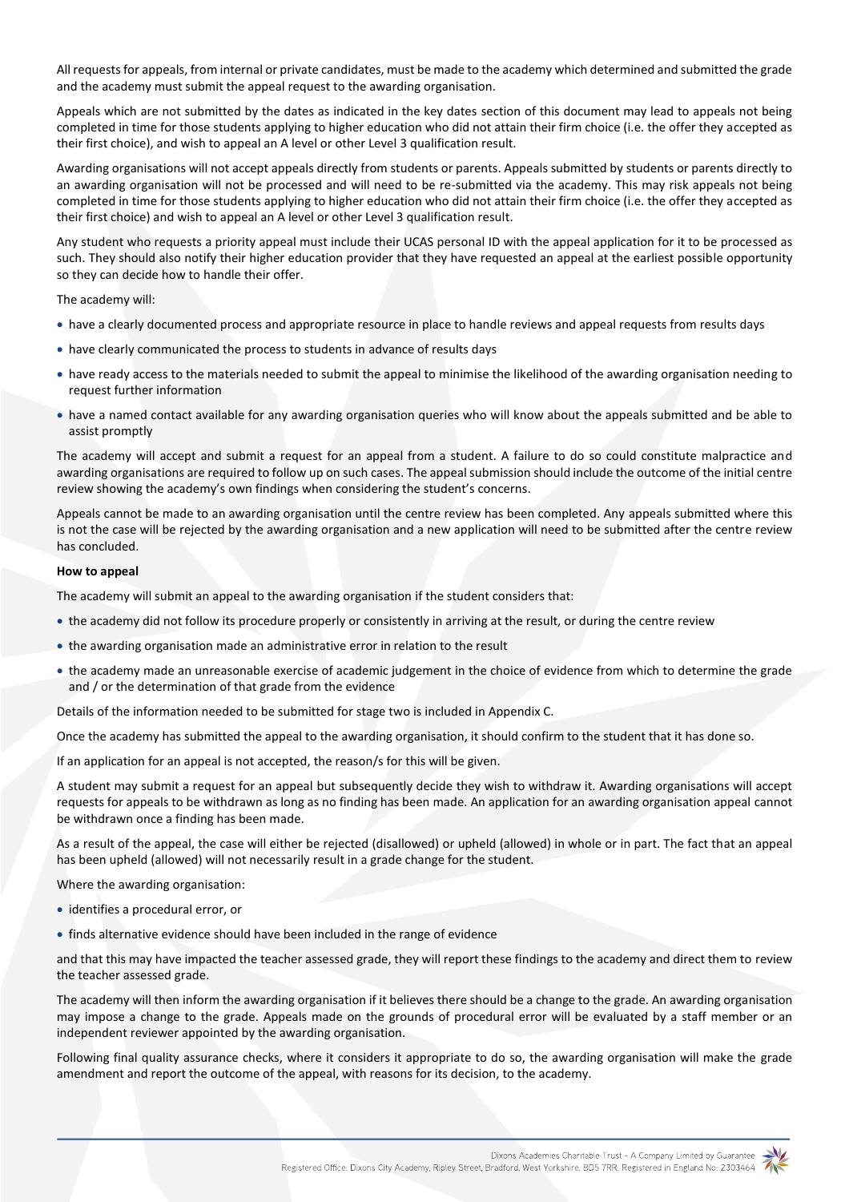All requests for appeals, from internal or private candidates, must be made to the academy which determined and submitted the grade and the academy must submit the appeal request to the awarding organisation.

Appeals which are not submitted by the dates as indicated in the key dates section of this document may lead to appeals not being completed in time for those students applying to higher education who did not attain their firm choice (i.e. the offer they accepted as their first choice), and wish to appeal an A level or other Level 3 qualification result.

Awarding organisations will not accept appeals directly from students or parents. Appeals submitted by students or parents directly to an awarding organisation will not be processed and will need to be re-submitted via the academy. This may risk appeals not being completed in time for those students applying to higher education who did not attain their firm choice (i.e. the offer they accepted as their first choice) and wish to appeal an A level or other Level 3 qualification result.

Any student who requests a priority appeal must include their UCAS personal ID with the appeal application for it to be processed as such. They should also notify their higher education provider that they have requested an appeal at the earliest possible opportunity so they can decide how to handle their offer.

The academy will:

- have a clearly documented process and appropriate resource in place to handle reviews and appeal requests from results days
- have clearly communicated the process to students in advance of results days
- have ready access to the materials needed to submit the appeal to minimise the likelihood of the awarding organisation needing to request further information
- have a named contact available for any awarding organisation queries who will know about the appeals submitted and be able to assist promptly

The academy will accept and submit a request for an appeal from a student. A failure to do so could constitute malpractice and awarding organisations are required to follow up on such cases. The appeal submission should include the outcome of the initial centre review showing the academy's own findings when considering the student's concerns.

Appeals cannot be made to an awarding organisation until the centre review has been completed. Any appeals submitted where this is not the case will be rejected by the awarding organisation and a new application will need to be submitted after the centre review has concluded.

**How to appeal**

The academy will submit an appeal to the awarding organisation if the student considers that:

- the academy did not follow its procedure properly or consistently in arriving at the result, or during the centre review
- the awarding organisation made an administrative error in relation to the result
- the academy made an unreasonable exercise of academic judgement in the choice of evidence from which to determine the grade and / or the determination of that grade from the evidence

Details of the information needed to be submitted for stage two is included in Appendix C.

Once the academy has submitted the appeal to the awarding organisation, it should confirm to the student that it has done so.

If an application for an appeal is not accepted, the reason/s for this will be given.

A student may submit a request for an appeal but subsequently decide they wish to withdraw it. Awarding organisations will accept requests for appeals to be withdrawn as long as no finding has been made. An application for an awarding organisation appeal cannot be withdrawn once a finding has been made.

As a result of the appeal, the case will either be rejected (disallowed) or upheld (allowed) in whole or in part. The fact that an appeal has been upheld (allowed) will not necessarily result in a grade change for the student.

Where the awarding organisation:

- identifies a procedural error, or
- finds alternative evidence should have been included in the range of evidence

and that this may have impacted the teacher assessed grade, they will report these findings to the academy and direct them to review the teacher assessed grade.

The academy will then inform the awarding organisation if it believes there should be a change to the grade. An awarding organisation may impose a change to the grade. Appeals made on the grounds of procedural error will be evaluated by a staff member or an independent reviewer appointed by the awarding organisation.

Following final quality assurance checks, where it considers it appropriate to do so, the awarding organisation will make the grade amendment and report the outcome of the appeal, with reasons for its decision, to the academy.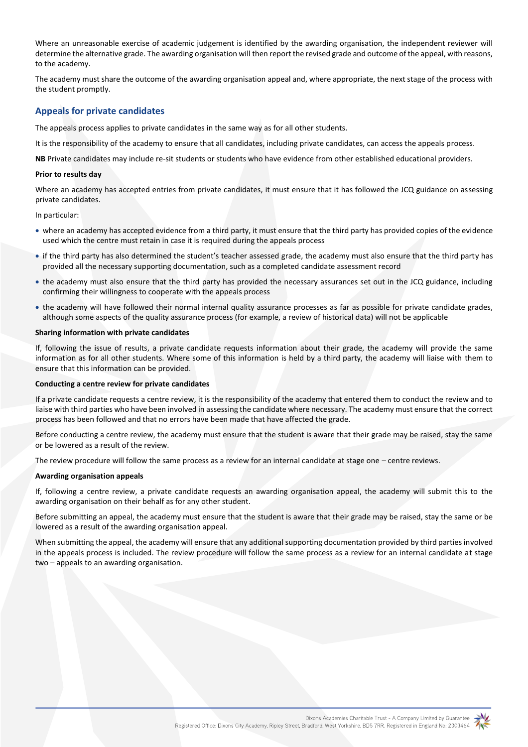Where an unreasonable exercise of academic judgement is identified by the awarding organisation, the independent reviewer will determine the alternative grade. The awarding organisation will then report the revised grade and outcome of the appeal, with reasons, to the academy.

The academy must share the outcome of the awarding organisation appeal and, where appropriate, the next stage of the process with the student promptly.

## Appeals for private candidates

The appeals process applies to private candidates in the same way as for all other students.

It is the responsibility of the academy to ensure that all candidates, including private candidates, can access the appeals process.

**NB** Private candidates may include re-sit students or students who have evidence from other established educational providers.

**Prior to results day**

Where an academy has accepted entries from private candidates, it must ensure that it has followed the JCQ guidance on assessing private candidates.

In particular:

- where an academy has accepted evidence from a third party, it must ensure that the third party has provided copies of the evidence used which the centre must retain in case it is required during the appeals process
- if the third party has also determined the student's teacher assessed grade, the academy must also ensure that the third party has provided all the necessary supporting documentation, such as a completed candidate assessment record
- the academy must also ensure that the third party has provided the necessary assurances set out in the JCQ guidance, including confirming their willingness to cooperate with the appeals process
- the academy will have followed their normal internal quality assurance processes as far as possible for private candidate grades, although some aspects of the quality assurance process (for example, a review of historical data) will not be applicable

**Sharing information with private candidates**

If, following the issue of results, a private candidate requests information about their grade, the academy will provide the same information as for all other students. Where some of this information is held by a third party, the academy will liaise with them to ensure that this information can be provided.

**Conducting a centre review for private candidates**

If a private candidate requests a centre review, it is the responsibility of the academy that entered them to conduct the review and to liaise with third parties who have been involved in assessing the candidate where necessary. The academy must ensure that the correct process has been followed and that no errors have been made that have affected the grade.

Before conducting a centre review, the academy must ensure that the student is aware that their grade may be raised, stay the same or be lowered as a result of the review.

The review procedure will follow the same process as a review for an internal candidate at stage one – centre reviews.

**Awarding organisation appeals**

If, following a centre review, a private candidate requests an awarding organisation appeal, the academy will submit this to the awarding organisation on their behalf as for any other student.

Before submitting an appeal, the academy must ensure that the student is aware that their grade may be raised, stay the same or be lowered as a result of the awarding organisation appeal.

When submitting the appeal, the academy will ensure that any additional supporting documentation provided by third parties involved in the appeals process is included. The review procedure will follow the same process as a review for an internal candidate at stage two – appeals to an awarding organisation.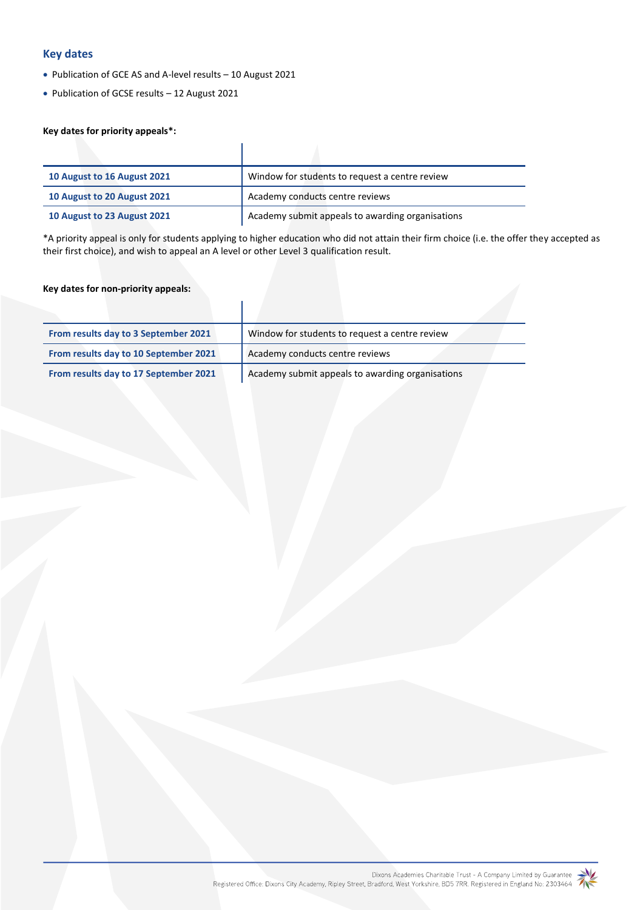## Key dates

- Publication of GCE AS and A-level results – 10 August 2021
- Publication of GCSE results – 12 August 2021

**Key dates for priority appeals*:**

| | |
|---|---|
| **10 August to 16 August 2021** | Window for students to request a centre review |
| **10 August to 20 August 2021** | Academy conducts centre reviews |
| **10 August to 23 August 2021** | Academy submit appeals to awarding organisations |

*A priority appeal is only for students applying to higher education who did not attain their firm choice (i.e. the offer they accepted as their first choice), and wish to appeal an A level or other Level 3 qualification result.

**Key dates for non-priority appeals:**

| | |
|---|---|
| **From results day to 3 September 2021** | Window for students to request a centre review |
| **From results day to 10 September 2021** | Academy conducts centre reviews |
| **From results day to 17 September 2021** | Academy submit appeals to awarding organisations |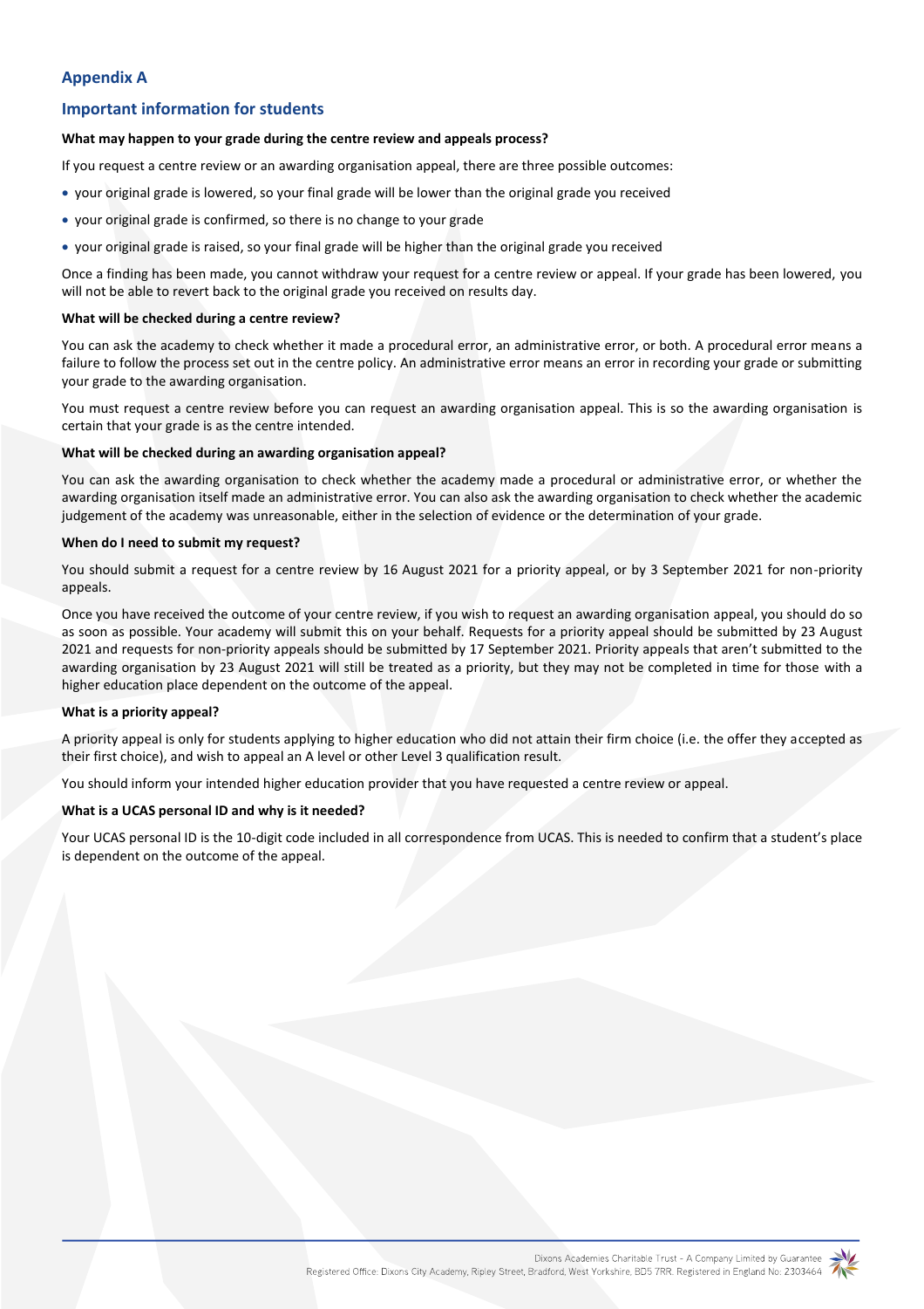## Appendix A

## Important information for students

**What may happen to your grade during the centre review and appeals process?**

If you request a centre review or an awarding organisation appeal, there are three possible outcomes:

- your original grade is lowered, so your final grade will be lower than the original grade you received
- your original grade is confirmed, so there is no change to your grade
- your original grade is raised, so your final grade will be higher than the original grade you received

Once a finding has been made, you cannot withdraw your request for a centre review or appeal. If your grade has been lowered, you will not be able to revert back to the original grade you received on results day.

**What will be checked during a centre review?**

You can ask the academy to check whether it made a procedural error, an administrative error, or both. A procedural error means a failure to follow the process set out in the centre policy. An administrative error means an error in recording your grade or submitting your grade to the awarding organisation.

You must request a centre review before you can request an awarding organisation appeal. This is so the awarding organisation is certain that your grade is as the centre intended.

**What will be checked during an awarding organisation appeal?**

You can ask the awarding organisation to check whether the academy made a procedural or administrative error, or whether the awarding organisation itself made an administrative error. You can also ask the awarding organisation to check whether the academic judgement of the academy was unreasonable, either in the selection of evidence or the determination of your grade.

**When do I need to submit my request?**

You should submit a request for a centre review by 16 August 2021 for a priority appeal, or by 3 September 2021 for non-priority appeals.

Once you have received the outcome of your centre review, if you wish to request an awarding organisation appeal, you should do so as soon as possible. Your academy will submit this on your behalf. Requests for a priority appeal should be submitted by 23 August 2021 and requests for non-priority appeals should be submitted by 17 September 2021. Priority appeals that aren't submitted to the awarding organisation by 23 August 2021 will still be treated as a priority, but they may not be completed in time for those with a higher education place dependent on the outcome of the appeal.

**What is a priority appeal?**

A priority appeal is only for students applying to higher education who did not attain their firm choice (i.e. the offer they accepted as their first choice), and wish to appeal an A level or other Level 3 qualification result.

You should inform your intended higher education provider that you have requested a centre review or appeal.

**What is a UCAS personal ID and why is it needed?**

Your UCAS personal ID is the 10-digit code included in all correspondence from UCAS. This is needed to confirm that a student's place is dependent on the outcome of the appeal.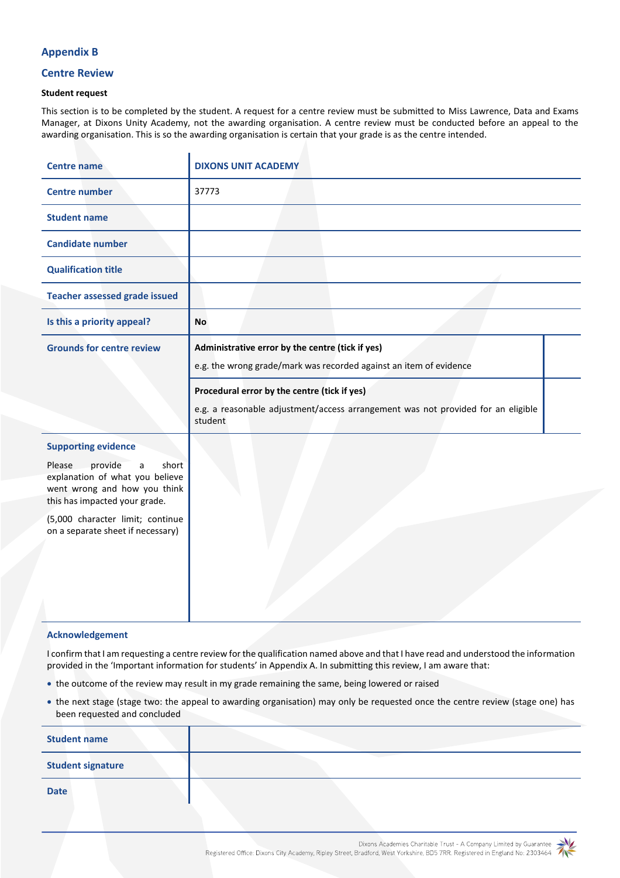## Appendix B

## Centre Review

**Student request**

This section is to be completed by the student. A request for a centre review must be submitted to Miss Lawrence, Data and Exams Manager, at Dixons Unity Academy, not the awarding organisation. A centre review must be conducted before an appeal to the awarding organisation. This is so the awarding organisation is certain that your grade is as the centre intended.

| | | |
|---|---|---|
| **Centre name** | **DIXONS UNIT ACADEMY** | |
| **Centre number** | 37773 | |
| **Student name** | | |
| **Candidate number** | | |
| **Qualification title** | | |
| **Teacher assessed grade issued** | | |
| **Is this a priority appeal?** | **No** | |
| **Grounds for centre review** | **Administrative error by the centre (tick if yes)**<br>e.g. the wrong grade/mark was recorded against an item of evidence | |
| | **Procedural error by the centre (tick if yes)**<br>e.g. a reasonable adjustment/access arrangement was not provided for an eligible student | |
| **Supporting evidence**<br>Please provide a short explanation of what you believe went wrong and how you think this has impacted your grade.<br>(5,000 character limit; continue on a separate sheet if necessary) | | |

**Acknowledgement**

I confirm that I am requesting a centre review for the qualification named above and that I have read and understood the information provided in the 'Important information for students' in Appendix A. In submitting this review, I am aware that:

- the outcome of the review may result in my grade remaining the same, being lowered or raised
- the next stage (stage two: the appeal to awarding organisation) may only be requested once the centre review (stage one) has been requested and concluded

| | |
|---|---|
| **Student name** | |
| **Student signature** | |
| **Date** | |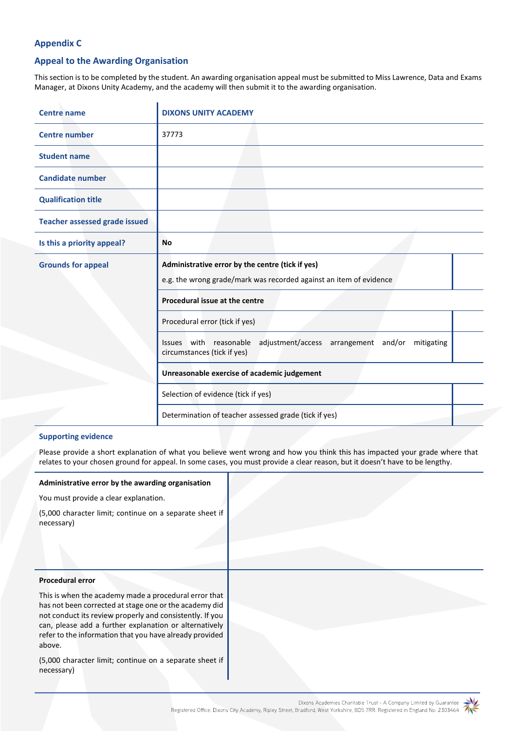## Appendix C

## Appeal to the Awarding Organisation

This section is to be completed by the student. An awarding organisation appeal must be submitted to Miss Lawrence, Data and Exams Manager, at Dixons Unity Academy, and the academy will then submit it to the awarding organisation.

| | | |
|---|---|---|
| **Centre name** | **DIXONS UNITY ACADEMY** | |
| **Centre number** | 37773 | |
| **Student name** | | |
| **Candidate number** | | |
| **Qualification title** | | |
| **Teacher assessed grade issued** | | |
| **Is this a priority appeal?** | **No** | |
| **Grounds for appeal** | **Administrative error by the centre (tick if yes)**<br>e.g. the wrong grade/mark was recorded against an item of evidence | |
| | **Procedural issue at the centre** | |
| | Procedural error (tick if yes) | |
| | Issues with reasonable adjustment/access arrangement and/or mitigating circumstances (tick if yes) | |
| | **Unreasonable exercise of academic judgement** | |
| | Selection of evidence (tick if yes) | |
| | Determination of teacher assessed grade (tick if yes) | |

**Supporting evidence**

Please provide a short explanation of what you believe went wrong and how you think this has impacted your grade where that relates to your chosen ground for appeal. In some cases, you must provide a clear reason, but it doesn't have to be lengthy.

| | |
|---|---|
| **Administrative error by the awarding organisation**<br>You must provide a clear explanation.<br>(5,000 character limit; continue on a separate sheet if necessary) | |
| **Procedural error**<br>This is when the academy made a procedural error that has not been corrected at stage one or the academy did not conduct its review properly and consistently. If you can, please add a further explanation or alternatively refer to the information that you have already provided above.<br>(5,000 character limit; continue on a separate sheet if necessary) | |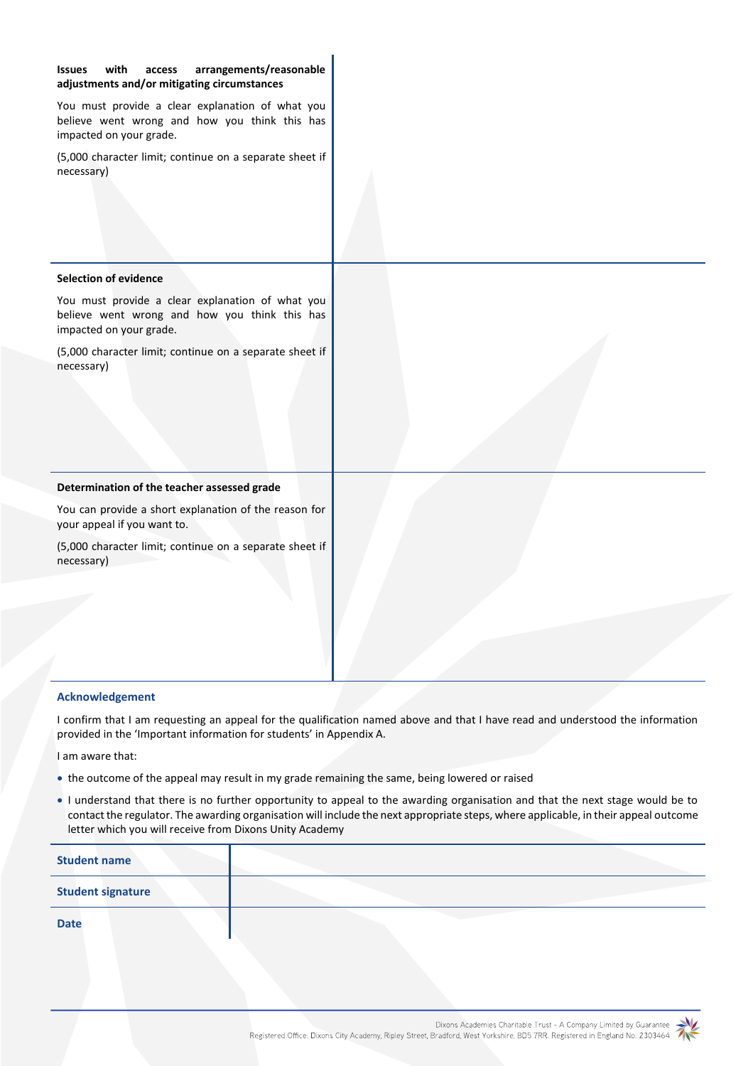| | |
|---|---|
| **Issues with access arrangements/reasonable adjustments and/or mitigating circumstances**<br><br>You must provide a clear explanation of what you believe went wrong and how you think this has impacted on your grade.<br><br>(5,000 character limit; continue on a separate sheet if necessary) | |
| **Selection of evidence**<br><br>You must provide a clear explanation of what you believe went wrong and how you think this has impacted on your grade.<br><br>(5,000 character limit; continue on a separate sheet if necessary) | |
| **Determination of the teacher assessed grade**<br><br>You can provide a short explanation of the reason for your appeal if you want to.<br><br>(5,000 character limit; continue on a separate sheet if necessary) | |

**Acknowledgement**

I confirm that I am requesting an appeal for the qualification named above and that I have read and understood the information provided in the 'Important information for students' in Appendix A.

I am aware that:

- the outcome of the appeal may result in my grade remaining the same, being lowered or raised
- I understand that there is no further opportunity to appeal to the awarding organisation and that the next stage would be to contact the regulator. The awarding organisation will include the next appropriate steps, where applicable, in their appeal outcome letter which you will receive from Dixons Unity Academy

| | |
|---|---|
| **Student name** | |
| **Student signature** | |
| **Date** | |

Dixons Academies Charitable Trust - A Company Limited by Guarantee
Registered Office: Dixons City Academy, Ripley Street, Bradford, West Yorkshire, BD5 7RR. Registered in England No: 2303464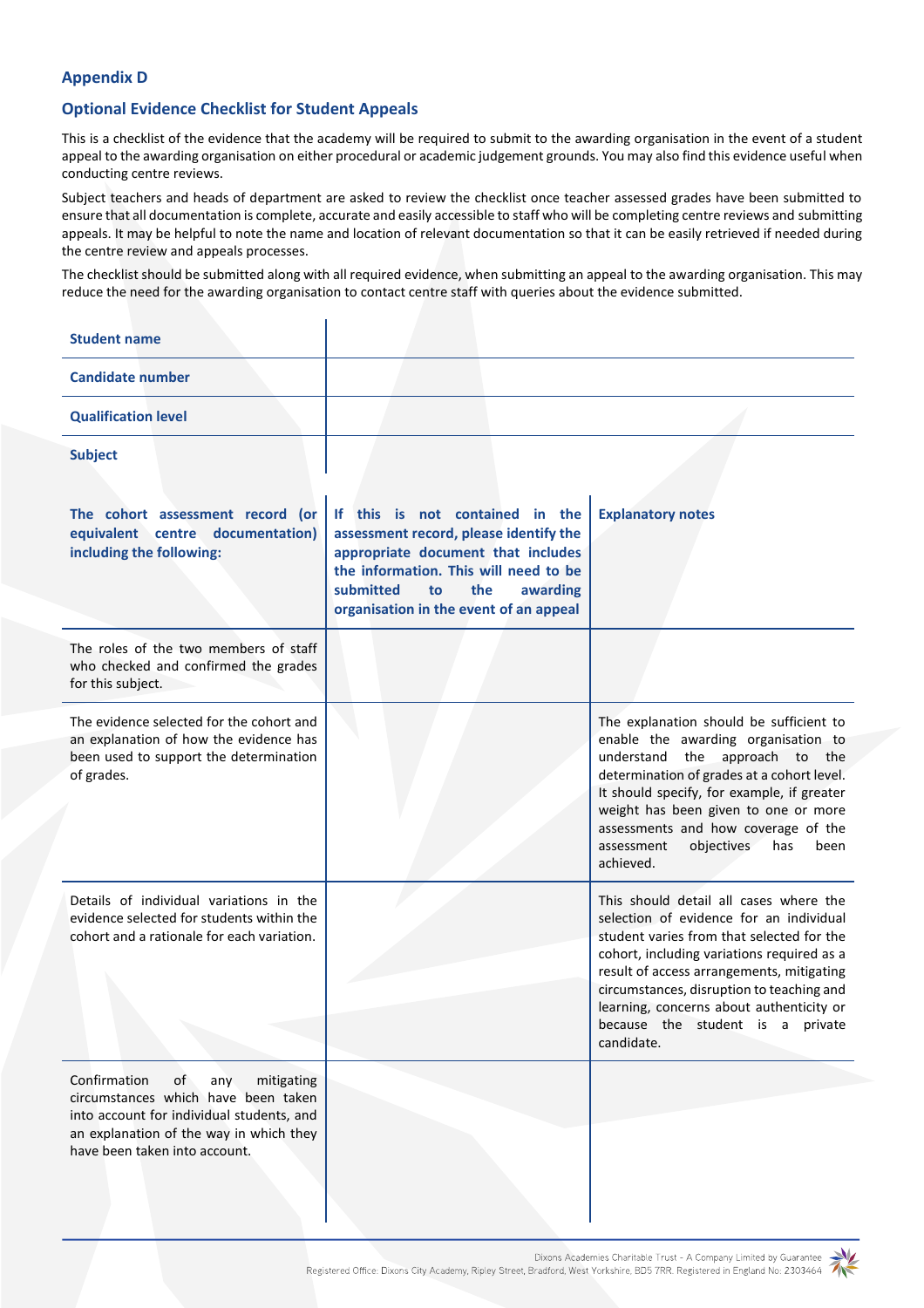## Appendix D

### Optional Evidence Checklist for Student Appeals

This is a checklist of the evidence that the academy will be required to submit to the awarding organisation in the event of a student appeal to the awarding organisation on either procedural or academic judgement grounds. You may also find this evidence useful when conducting centre reviews.

Subject teachers and heads of department are asked to review the checklist once teacher assessed grades have been submitted to ensure that all documentation is complete, accurate and easily accessible to staff who will be completing centre reviews and submitting appeals. It may be helpful to note the name and location of relevant documentation so that it can be easily retrieved if needed during the centre review and appeals processes.

The checklist should be submitted along with all required evidence, when submitting an appeal to the awarding organisation. This may reduce the need for the awarding organisation to contact centre staff with queries about the evidence submitted.

| | |
|---|---|
| **Student name** | |
| **Candidate number** | |
| **Qualification level** | |
| **Subject** | |

| **The cohort assessment record (or equivalent centre documentation) including the following:** | **If this is not contained in the assessment record, please identify the appropriate document that includes the information. This will need to be submitted to the awarding organisation in the event of an appeal** | **Explanatory notes** |
|---|---|---|
| The roles of the two members of staff who checked and confirmed the grades for this subject. | | |
| The evidence selected for the cohort and an explanation of how the evidence has been used to support the determination of grades. | | The explanation should be sufficient to enable the awarding organisation to understand the approach to the determination of grades at a cohort level. It should specify, for example, if greater weight has been given to one or more assessments and how coverage of the assessment objectives has been achieved. |
| Details of individual variations in the evidence selected for students within the cohort and a rationale for each variation. | | This should detail all cases where the selection of evidence for an individual student varies from that selected for the cohort, including variations required as a result of access arrangements, mitigating circumstances, disruption to teaching and learning, concerns about authenticity or because the student is a private candidate. |
| Confirmation of any mitigating circumstances which have been taken into account for individual students, and an explanation of the way in which they have been taken into account. | | |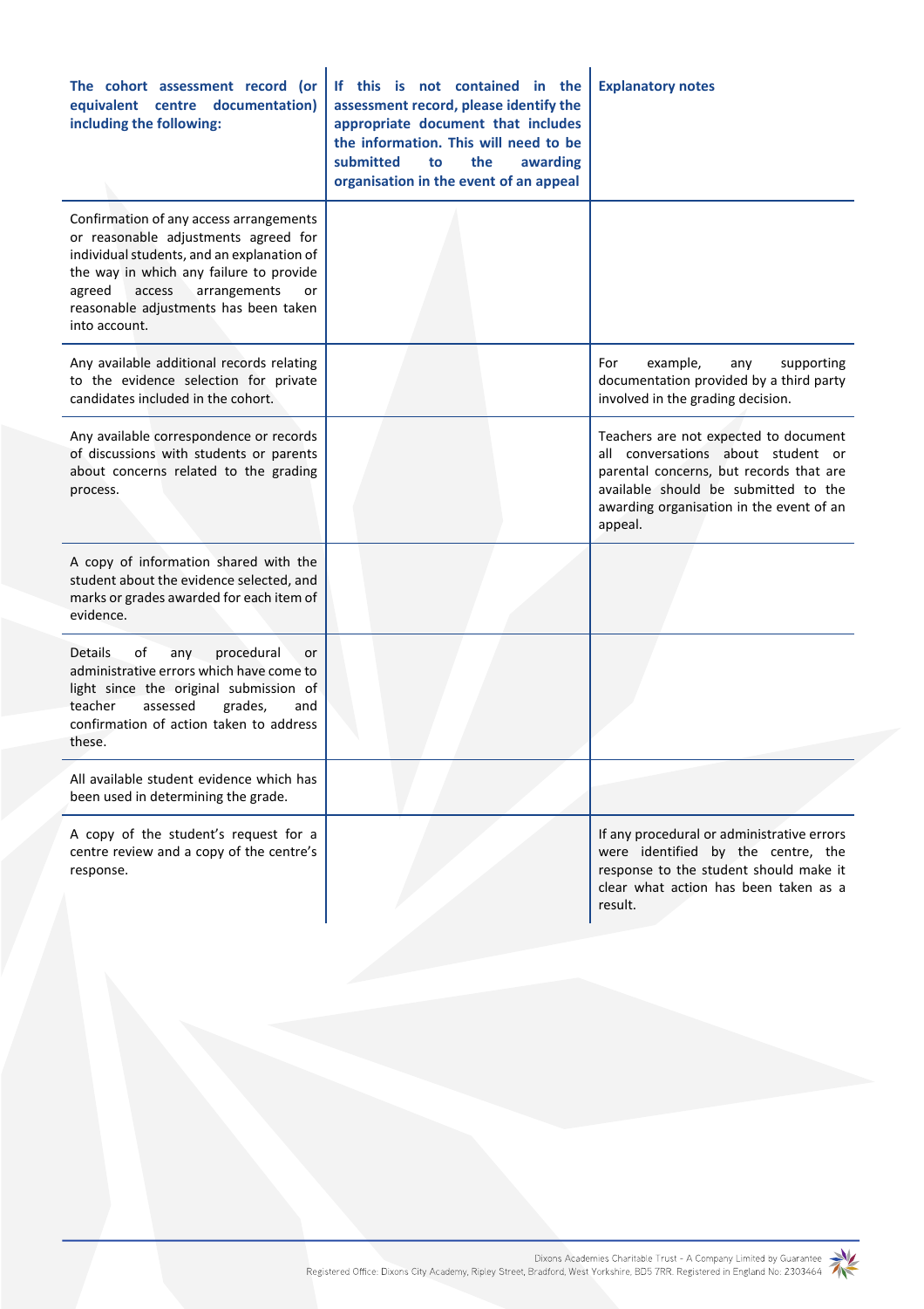| The cohort assessment record (or equivalent centre documentation) including the following: | If this is not contained in the assessment record, please identify the appropriate document that includes the information. This will need to be submitted to the awarding organisation in the event of an appeal | Explanatory notes |
|---|---|---|
| Confirmation of any access arrangements or reasonable adjustments agreed for individual students, and an explanation of the way in which any failure to provide agreed access arrangements or reasonable adjustments has been taken into account. | | |
| Any available additional records relating to the evidence selection for private candidates included in the cohort. | | For example, any supporting documentation provided by a third party involved in the grading decision. |
| Any available correspondence or records of discussions with students or parents about concerns related to the grading process. | | Teachers are not expected to document all conversations about student or parental concerns, but records that are available should be submitted to the awarding organisation in the event of an appeal. |
| A copy of information shared with the student about the evidence selected, and marks or grades awarded for each item of evidence. | | |
| Details of any procedural or administrative errors which have come to light since the original submission of teacher assessed grades, and confirmation of action taken to address these. | | |
| All available student evidence which has been used in determining the grade. | | |
| A copy of the student's request for a centre review and a copy of the centre's response. | | If any procedural or administrative errors were identified by the centre, the response to the student should make it clear what action has been taken as a result. |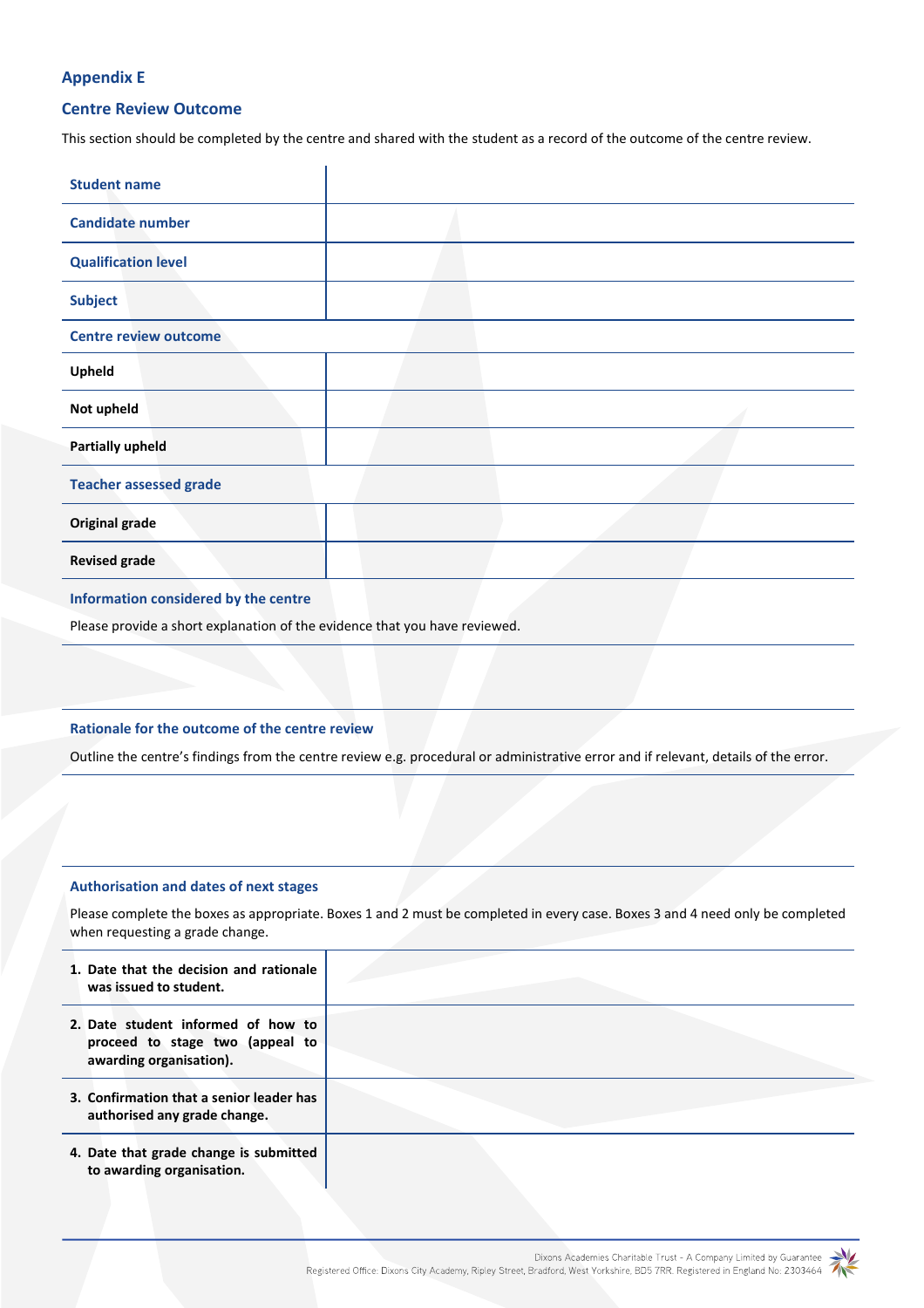## Appendix E

## Centre Review Outcome

This section should be completed by the centre and shared with the student as a record of the outcome of the centre review.

| | |
|---|---|
| **Student name** | |
| **Candidate number** | |
| **Qualification level** | |
| **Subject** | |
| **Centre review outcome** | |
| **Upheld** | |
| **Not upheld** | |
| **Partially upheld** | |
| **Teacher assessed grade** | |
| **Original grade** | |
| **Revised grade** | |

**Information considered by the centre**

Please provide a short explanation of the evidence that you have reviewed.

**Rationale for the outcome of the centre review**

Outline the centre's findings from the centre review e.g. procedural or administrative error and if relevant, details of the error.

**Authorisation and dates of next stages**

Please complete the boxes as appropriate. Boxes 1 and 2 must be completed in every case. Boxes 3 and 4 need only be completed when requesting a grade change.

| | |
|---|---|
| **1. Date that the decision and rationale was issued to student.** | |
| **2. Date student informed of how to proceed to stage two (appeal to awarding organisation).** | |
| **3. Confirmation that a senior leader has authorised any grade change.** | |
| **4. Date that grade change is submitted to awarding organisation.** | |

Dixons Academies Charitable Trust - A Company Limited by Guarantee
Registered Office: Dixons City Academy, Ripley Street, Bradford, West Yorkshire, BD5 7RR. Registered in England No: 2303464